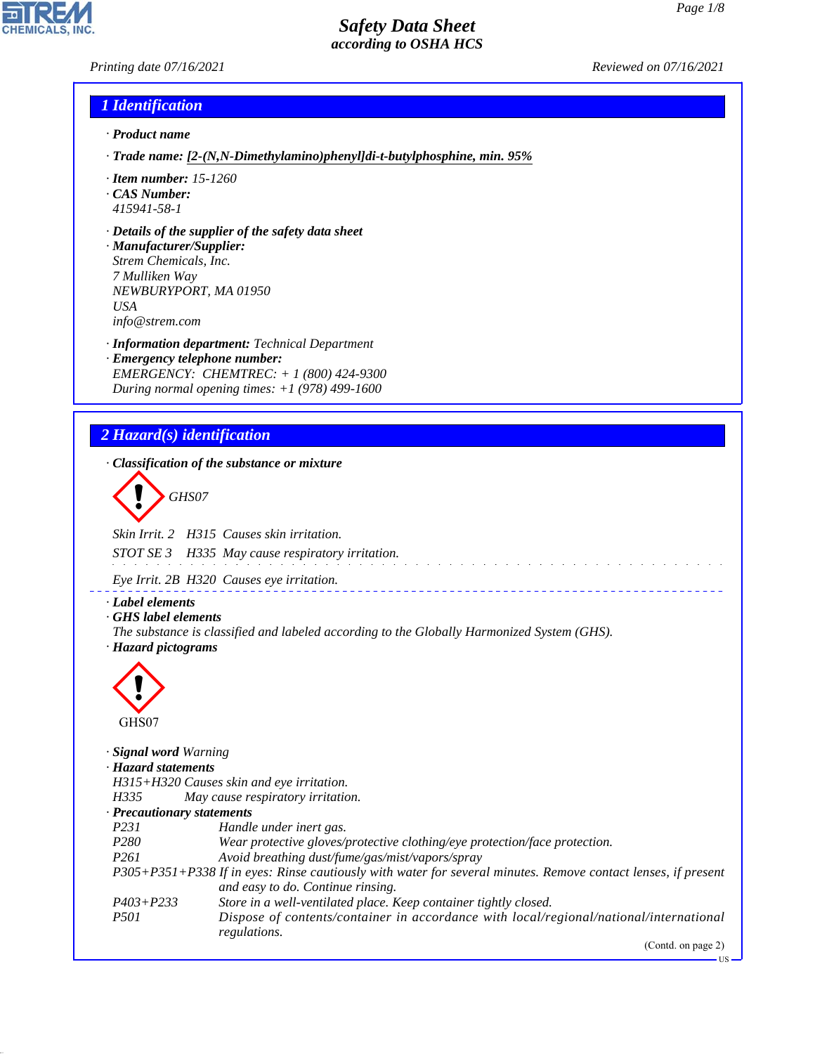# Safety Data Sheet
*according to OSHA HCS*

Printing date 07/16/2021 Reviewed on 07/16/2021

## 1 Identification

· **Product name**

· **Trade name:** [2-(N,N-Dimethylamino)phenyl]di-t-butylphosphine, min. 95%

· **Item number:** 15-1260
· **CAS Number:**
415941-58-1

· **Details of the supplier of the safety data sheet**
· **Manufacturer/Supplier:**
Strem Chemicals, Inc.
7 Mulliken Way
NEWBURYPORT, MA 01950
USA
info@strem.com

· **Information department:** Technical Department
· **Emergency telephone number:**
EMERGENCY: CHEMTREC: + 1 (800) 424-9300
During normal opening times: +1 (978) 499-1600

## 2 Hazard(s) identification

· **Classification of the substance or mixture**

GHS07

Skin Irrit. 2 H315 Causes skin irritation.

STOT SE 3 H335 May cause respiratory irritation.

Eye Irrit. 2B H320 Causes eye irritation.

· **Label elements**
· **GHS label elements**
The substance is classified and labeled according to the Globally Harmonized System (GHS).
· **Hazard pictograms**

GHS07

· **Signal word** Warning
· **Hazard statements**
H315+H320 Causes skin and eye irritation.
H335 May cause respiratory irritation.
· **Precautionary statements**

| | |
|---|---|
| P231 | Handle under inert gas. |
| P280 | Wear protective gloves/protective clothing/eye protection/face protection. |
| P261 | Avoid breathing dust/fume/gas/mist/vapors/spray |
| P305+P351+P338 | If in eyes: Rinse cautiously with water for several minutes. Remove contact lenses, if present and easy to do. Continue rinsing. |
| P403+P233 | Store in a well-ventilated place. Keep container tightly closed. |
| P501 | Dispose of contents/container in accordance with local/regional/national/international regulations. |

(Contd. on page 2)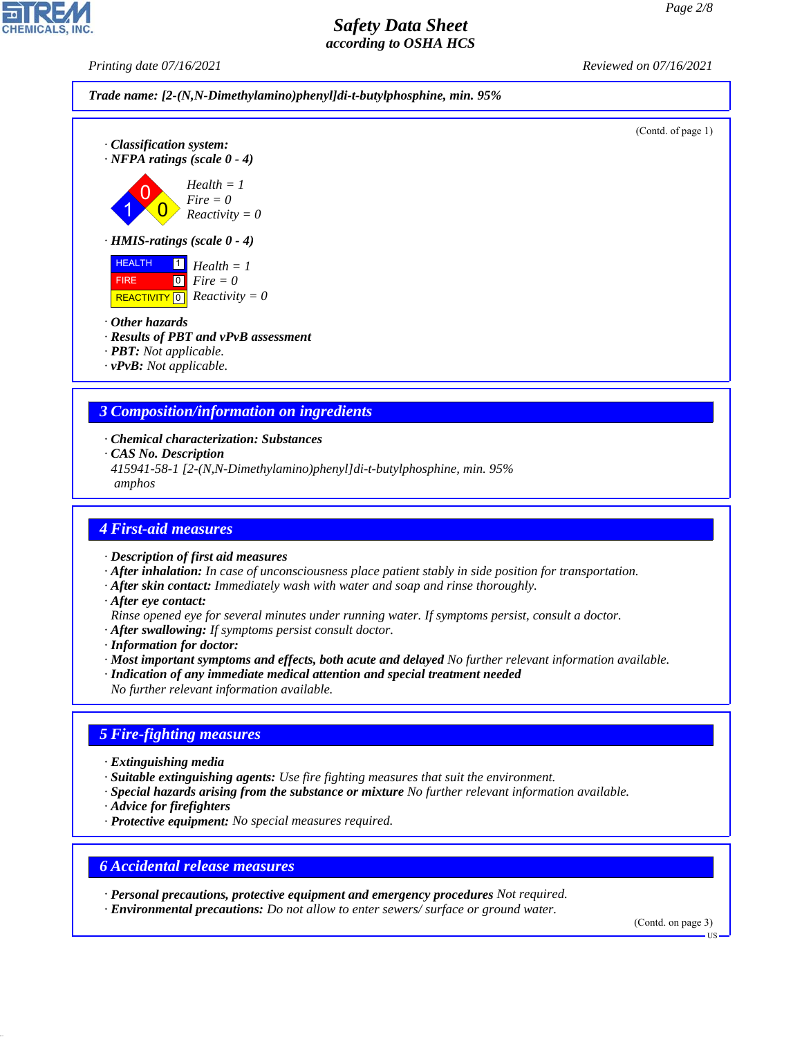**Trade name: [2-(N,N-Dimethylamino)phenyl]di-t-butylphosphine, min. 95%**

(Contd. of page 1)

· **Classification system:**
· **NFPA ratings (scale 0 - 4)**

Health = 1
Fire = 0
Reactivity = 0

· **HMIS-ratings (scale 0 - 4)**

| HEALTH | 1 | Health = 1 |
|---|---|---|
| FIRE | 0 | Fire = 0 |
| REACTIVITY | 0 | Reactivity = 0 |

· **Other hazards**
· **Results of PBT and vPvB assessment**
· **PBT:** Not applicable.
· **vPvB:** Not applicable.

## 3 Composition/information on ingredients

· **Chemical characterization: Substances**
· **CAS No. Description**
415941-58-1 [2-(N,N-Dimethylamino)phenyl]di-t-butylphosphine, min. 95%
amphos

## 4 First-aid measures

· **Description of first aid measures**
· **After inhalation:** In case of unconsciousness place patient stably in side position for transportation.
· **After skin contact:** Immediately wash with water and soap and rinse thoroughly.
· **After eye contact:**
Rinse opened eye for several minutes under running water. If symptoms persist, consult a doctor.
· **After swallowing:** If symptoms persist consult doctor.
· **Information for doctor:**
· **Most important symptoms and effects, both acute and delayed** No further relevant information available.
· **Indication of any immediate medical attention and special treatment needed**
No further relevant information available.

## 5 Fire-fighting measures

· **Extinguishing media**
· **Suitable extinguishing agents:** Use fire fighting measures that suit the environment.
· **Special hazards arising from the substance or mixture** No further relevant information available.
· **Advice for firefighters**
· **Protective equipment:** No special measures required.

## 6 Accidental release measures

· **Personal precautions, protective equipment and emergency procedures** Not required.
· **Environmental precautions:** Do not allow to enter sewers/ surface or ground water.

(Contd. on page 3)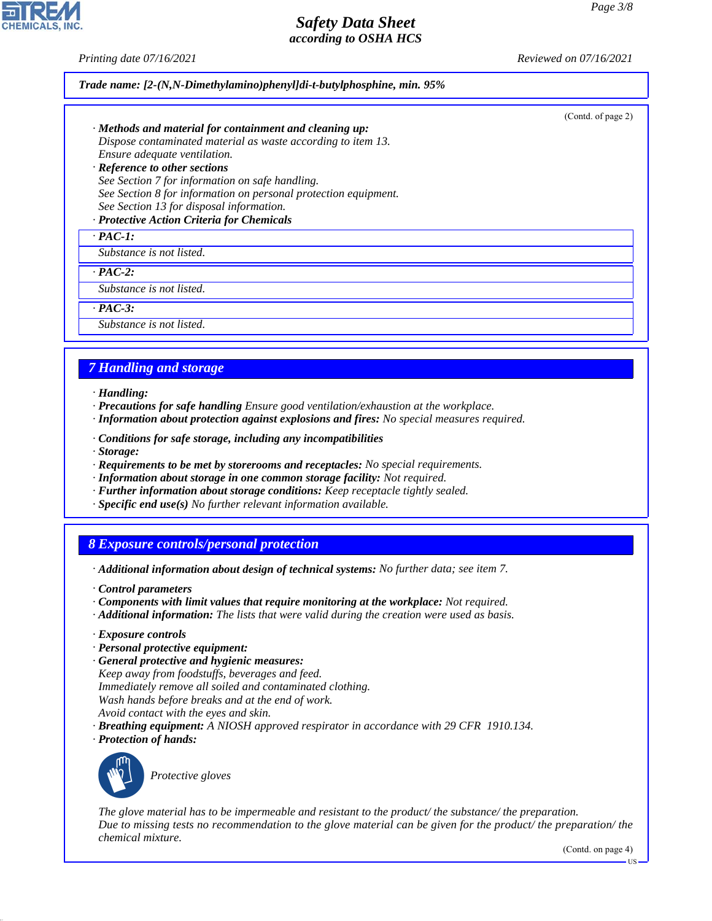**Trade name: [2-(N,N-Dimethylamino)phenyl]di-t-butylphosphine, min. 95%**

(Contd. of page 2)

· **Methods and material for containment and cleaning up:**
Dispose contaminated material as waste according to item 13.
Ensure adequate ventilation.
· **Reference to other sections**
See Section 7 for information on safe handling.
See Section 8 for information on personal protection equipment.
See Section 13 for disposal information.
· **Protective Action Criteria for Chemicals**

· **PAC-1:**
Substance is not listed.

· **PAC-2:**
Substance is not listed.

· **PAC-3:**
Substance is not listed.

## 7 Handling and storage

· **Handling:**
· **Precautions for safe handling** Ensure good ventilation/exhaustion at the workplace.
· **Information about protection against explosions and fires:** No special measures required.

· **Conditions for safe storage, including any incompatibilities**
· **Storage:**
· **Requirements to be met by storerooms and receptacles:** No special requirements.
· **Information about storage in one common storage facility:** Not required.
· **Further information about storage conditions:** Keep receptacle tightly sealed.
· **Specific end use(s)** No further relevant information available.

## 8 Exposure controls/personal protection

· **Additional information about design of technical systems:** No further data; see item 7.

· **Control parameters**
· **Components with limit values that require monitoring at the workplace:** Not required.
· **Additional information:** The lists that were valid during the creation were used as basis.

· **Exposure controls**
· **Personal protective equipment:**
· **General protective and hygienic measures:**
Keep away from foodstuffs, beverages and feed.
Immediately remove all soiled and contaminated clothing.
Wash hands before breaks and at the end of work.
Avoid contact with the eyes and skin.
· **Breathing equipment:** A NIOSH approved respirator in accordance with 29 CFR 1910.134.
· **Protection of hands:**

Protective gloves

The glove material has to be impermeable and resistant to the product/ the substance/ the preparation.
Due to missing tests no recommendation to the glove material can be given for the product/ the preparation/ the chemical mixture.

(Contd. on page 4)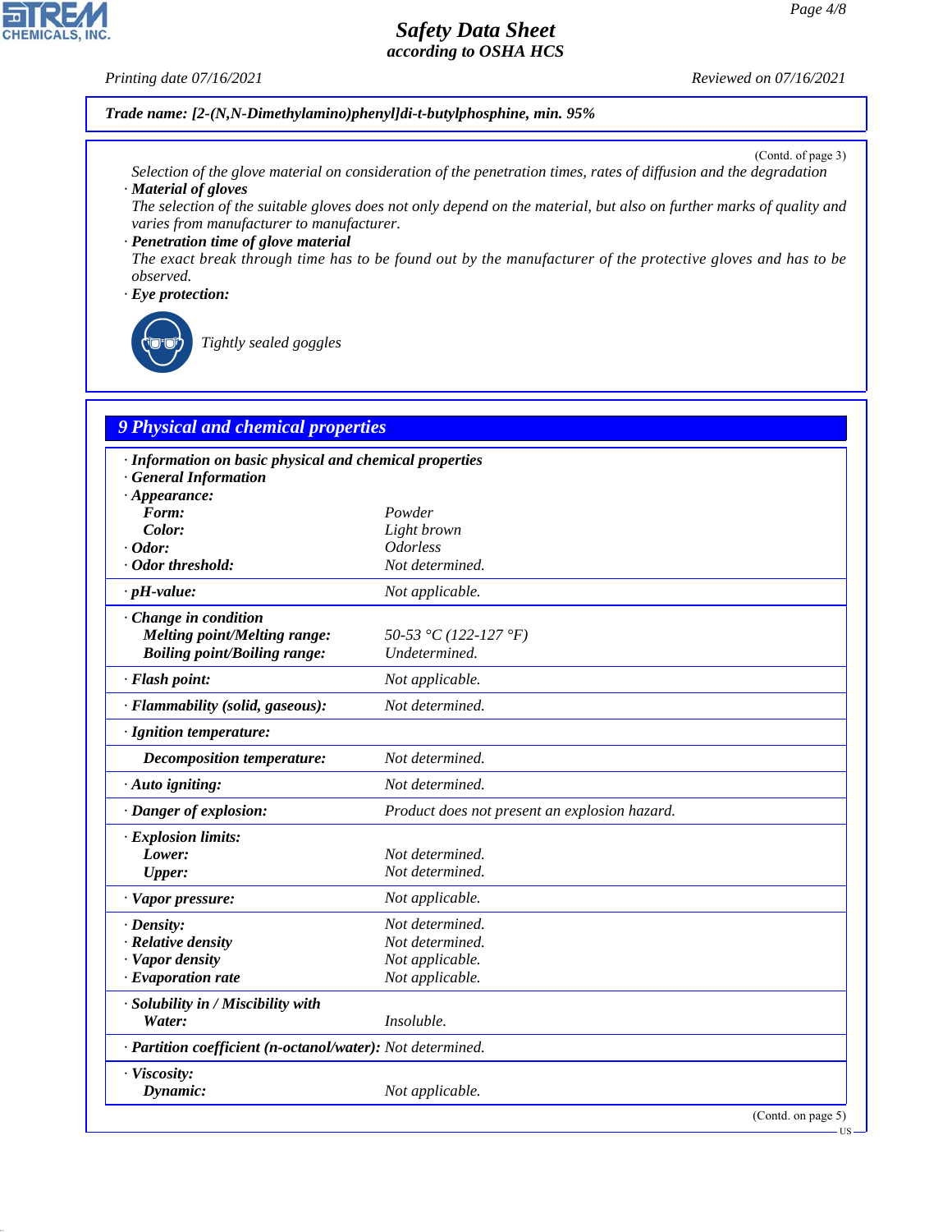**Trade name: [2-(N,N-Dimethylamino)phenyl]di-t-butylphosphine, min. 95%**

(Contd. of page 3)

Selection of the glove material on consideration of the penetration times, rates of diffusion and the degradation

· **Material of gloves**

The selection of the suitable gloves does not only depend on the material, but also on further marks of quality and varies from manufacturer to manufacturer.

· **Penetration time of glove material**

The exact break through time has to be found out by the manufacturer of the protective gloves and has to be observed.

· **Eye protection:**

Tightly sealed goggles

## 9 Physical and chemical properties

| | |
|---|---|
| · **Information on basic physical and chemical properties** | |
| · **General Information** | |
| · **Appearance:** | |
| **Form:** | Powder |
| **Color:** | Light brown |
| · **Odor:** | Odorless |
| · **Odor threshold:** | Not determined. |
| · **pH-value:** | Not applicable. |
| · **Change in condition** | |
| **Melting point/Melting range:** | 50-53 °C (122-127 °F) |
| **Boiling point/Boiling range:** | Undetermined. |
| · **Flash point:** | Not applicable. |
| · **Flammability (solid, gaseous):** | Not determined. |
| · **Ignition temperature:** | |
| **Decomposition temperature:** | Not determined. |
| · **Auto igniting:** | Not determined. |
| · **Danger of explosion:** | Product does not present an explosion hazard. |
| · **Explosion limits:** | |
| **Lower:** | Not determined. |
| **Upper:** | Not determined. |
| · **Vapor pressure:** | Not applicable. |
| · **Density:** | Not determined. |
| · **Relative density** | Not determined. |
| · **Vapor density** | Not applicable. |
| · **Evaporation rate** | Not applicable. |
| · **Solubility in / Miscibility with** | |
| **Water:** | Insoluble. |
| · **Partition coefficient (n-octanol/water):** | Not determined. |
| · **Viscosity:** | |
| **Dynamic:** | Not applicable. |

(Contd. on page 5)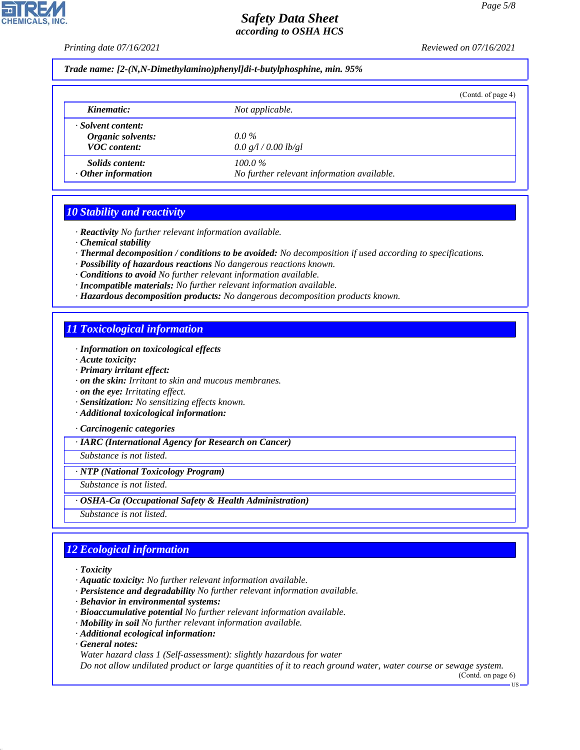**Trade name: [2-(N,N-Dimethylamino)phenyl]di-t-butylphosphine, min. 95%**

(Contd. of page 4)

| | |
|---|---|
| *Kinematic:* | Not applicable. |
| · **Solvent content:** | |
| *Organic solvents:* | 0.0 % |
| *VOC content:* | 0.0 g/l / 0.00 lb/gl |
| *Solids content:* | 100.0 % |
| · **Other information** | No further relevant information available. |

## 10 Stability and reactivity

- **Reactivity** No further relevant information available.
- **Chemical stability**
- **Thermal decomposition / conditions to be avoided:** No decomposition if used according to specifications.
- **Possibility of hazardous reactions** No dangerous reactions known.
- **Conditions to avoid** No further relevant information available.
- **Incompatible materials:** No further relevant information available.
- **Hazardous decomposition products:** No dangerous decomposition products known.

## 11 Toxicological information

- **Information on toxicological effects**
- **Acute toxicity:**
- **Primary irritant effect:**
- **on the skin:** Irritant to skin and mucous membranes.
- **on the eye:** Irritating effect.
- **Sensitization:** No sensitizing effects known.
- **Additional toxicological information:**

- **Carcinogenic categories**

| · IARC (International Agency for Research on Cancer) |
|---|
| Substance is not listed. |

| · NTP (National Toxicology Program) |
|---|
| Substance is not listed. |

| · OSHA-Ca (Occupational Safety & Health Administration) |
|---|
| Substance is not listed. |

## 12 Ecological information

- **Toxicity**
- **Aquatic toxicity:** No further relevant information available.
- **Persistence and degradability** No further relevant information available.
- **Behavior in environmental systems:**
- **Bioaccumulative potential** No further relevant information available.
- **Mobility in soil** No further relevant information available.
- **Additional ecological information:**
- **General notes:**

Water hazard class 1 (Self-assessment): slightly hazardous for water

Do not allow undiluted product or large quantities of it to reach ground water, water course or sewage system.

(Contd. on page 6)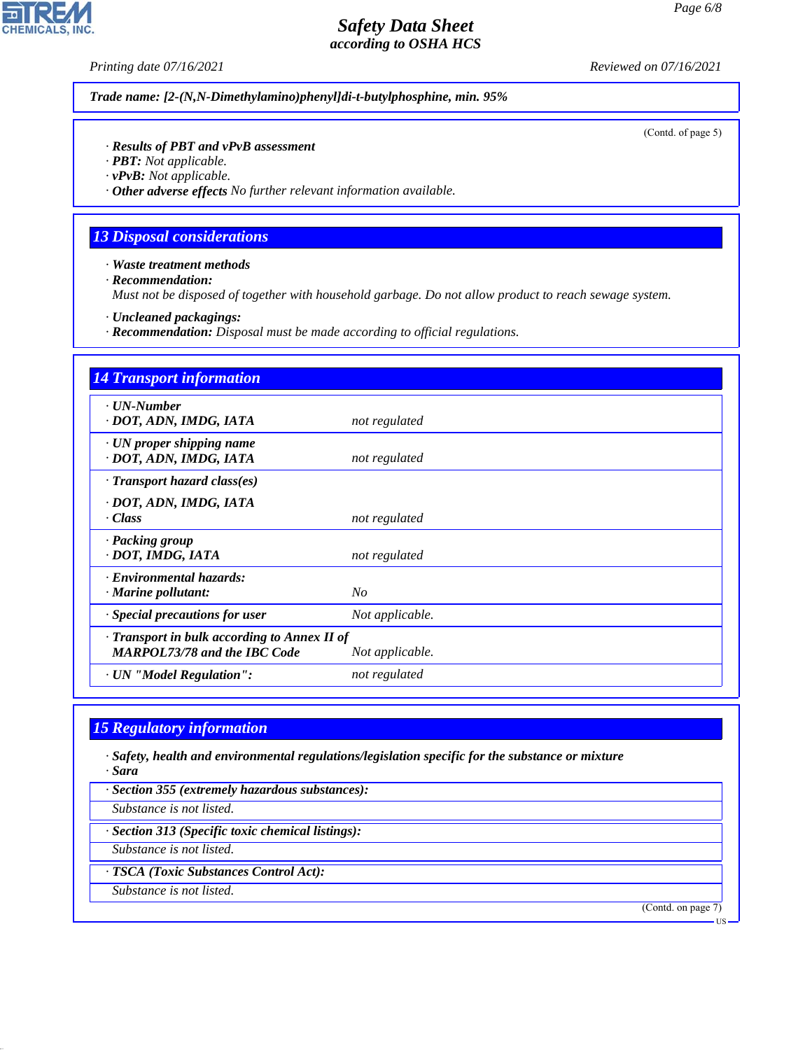Trade name: [2-(N,N-Dimethylamino)phenyl]di-t-butylphosphine, min. 95%

(Contd. of page 5)

· **Results of PBT and vPvB assessment**
· **PBT:** Not applicable.
· **vPvB:** Not applicable.
· **Other adverse effects** No further relevant information available.

## 13 Disposal considerations

· **Waste treatment methods**
· **Recommendation:**
Must not be disposed of together with household garbage. Do not allow product to reach sewage system.

· **Uncleaned packagings:**
· **Recommendation:** Disposal must be made according to official regulations.

## 14 Transport information

| | |
|---|---|
| · **UN-Number**<br>· **DOT, ADN, IMDG, IATA** | not regulated |
| · **UN proper shipping name**<br>· **DOT, ADN, IMDG, IATA** | not regulated |
| · **Transport hazard class(es)**<br>· **DOT, ADN, IMDG, IATA**<br>· **Class** | not regulated |
| · **Packing group**<br>· **DOT, IMDG, IATA** | not regulated |
| · **Environmental hazards:**<br>· **Marine pollutant:** | No |
| · **Special precautions for user** | Not applicable. |
| · **Transport in bulk according to Annex II of MARPOL73/78 and the IBC Code** | Not applicable. |
| · **UN "Model Regulation":** | not regulated |

## 15 Regulatory information

· **Safety, health and environmental regulations/legislation specific for the substance or mixture**
· **Sara**

· **Section 355 (extremely hazardous substances):**
Substance is not listed.

· **Section 313 (Specific toxic chemical listings):**
Substance is not listed.

· **TSCA (Toxic Substances Control Act):**
Substance is not listed.

(Contd. on page 7)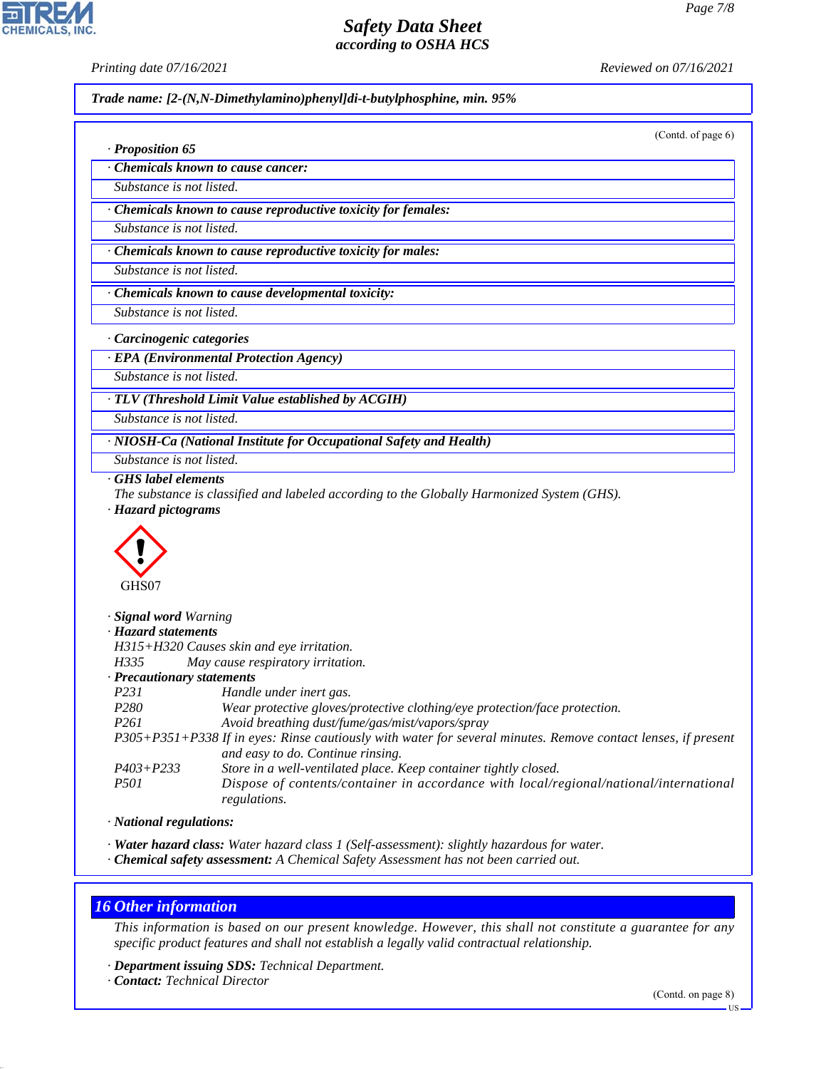**Trade name: [2-(N,N-Dimethylamino)phenyl]di-t-butylphosphine, min. 95%**

(Contd. of page 6)

· **Proposition 65**

· **Chemicals known to cause cancer:**

Substance is not listed.

· **Chemicals known to cause reproductive toxicity for females:**

Substance is not listed.

· **Chemicals known to cause reproductive toxicity for males:**

Substance is not listed.

· **Chemicals known to cause developmental toxicity:**

Substance is not listed.

· **Carcinogenic categories**

· **EPA (Environmental Protection Agency)**

Substance is not listed.

· **TLV (Threshold Limit Value established by ACGIH)**

Substance is not listed.

· **NIOSH-Ca (National Institute for Occupational Safety and Health)**

Substance is not listed.

· **GHS label elements**

The substance is classified and labeled according to the Globally Harmonized System (GHS).

· **Hazard pictograms**

GHS07

· **Signal word** Warning

· **Hazard statements**

H315+H320 Causes skin and eye irritation.
H335 May cause respiratory irritation.

· **Precautionary statements**

| | |
|---|---|
| P231 | Handle under inert gas. |
| P280 | Wear protective gloves/protective clothing/eye protection/face protection. |
| P261 | Avoid breathing dust/fume/gas/mist/vapors/spray |
| P305+P351+P338 | If in eyes: Rinse cautiously with water for several minutes. Remove contact lenses, if present and easy to do. Continue rinsing. |
| P403+P233 | Store in a well-ventilated place. Keep container tightly closed. |
| P501 | Dispose of contents/container in accordance with local/regional/national/international regulations. |

· **National regulations:**

· **Water hazard class:** Water hazard class 1 (Self-assessment): slightly hazardous for water.

· **Chemical safety assessment:** A Chemical Safety Assessment has not been carried out.

## 16 Other information

This information is based on our present knowledge. However, this shall not constitute a guarantee for any specific product features and shall not establish a legally valid contractual relationship.

· **Department issuing SDS:** Technical Department.

· **Contact:** Technical Director

(Contd. on page 8)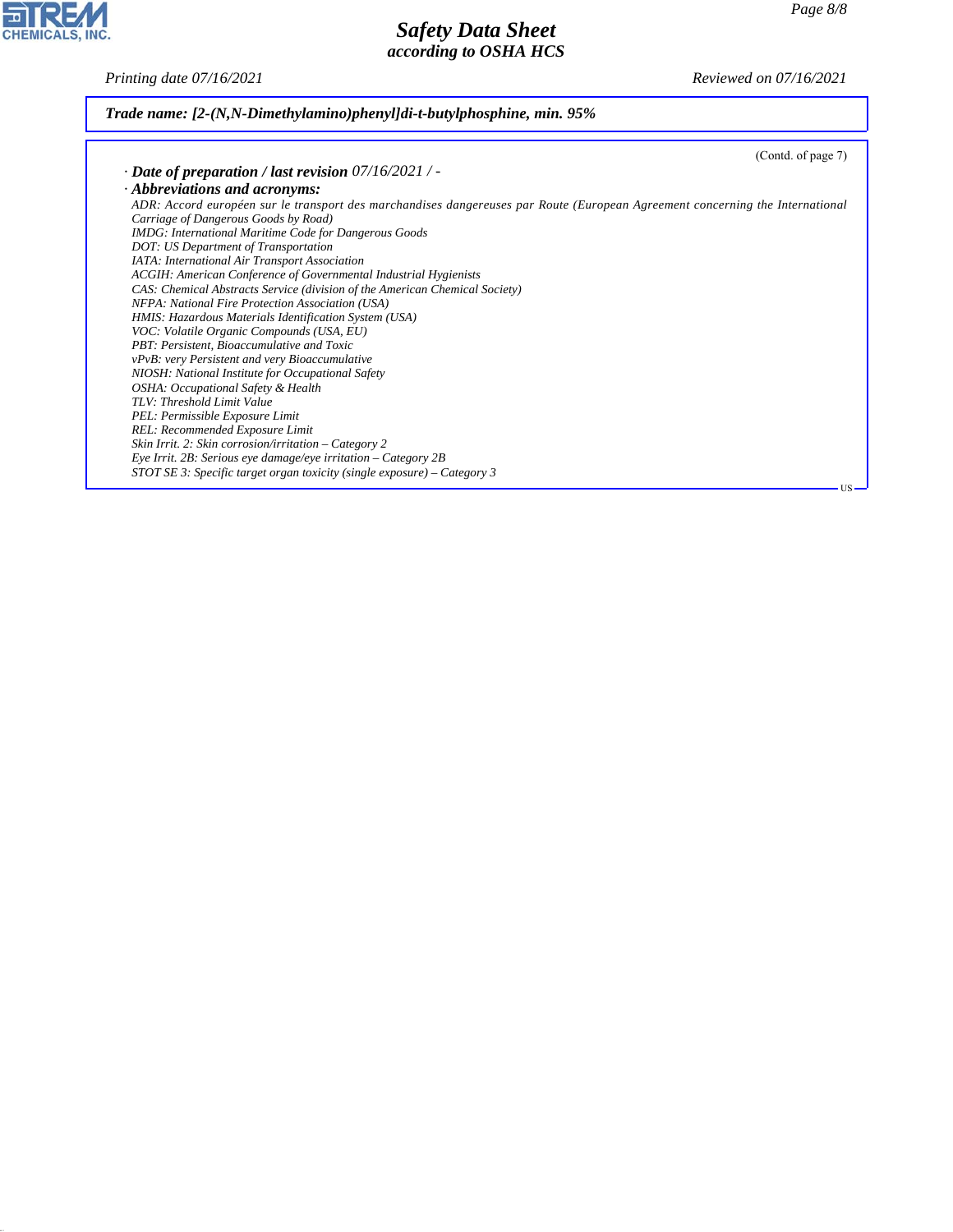**Trade name: [2-(N,N-Dimethylamino)phenyl]di-t-butylphosphine, min. 95%**

(Contd. of page 7)

· **Date of preparation / last revision** 07/16/2021 / -

· **Abbreviations and acronyms:**

ADR: Accord européen sur le transport des marchandises dangereuses par Route (European Agreement concerning the International Carriage of Dangerous Goods by Road)
IMDG: International Maritime Code for Dangerous Goods
DOT: US Department of Transportation
IATA: International Air Transport Association
ACGIH: American Conference of Governmental Industrial Hygienists
CAS: Chemical Abstracts Service (division of the American Chemical Society)
NFPA: National Fire Protection Association (USA)
HMIS: Hazardous Materials Identification System (USA)
VOC: Volatile Organic Compounds (USA, EU)
PBT: Persistent, Bioaccumulative and Toxic
vPvB: very Persistent and very Bioaccumulative
NIOSH: National Institute for Occupational Safety
OSHA: Occupational Safety & Health
TLV: Threshold Limit Value
PEL: Permissible Exposure Limit
REL: Recommended Exposure Limit
Skin Irrit. 2: Skin corrosion/irritation – Category 2
Eye Irrit. 2B: Serious eye damage/eye irritation – Category 2B
STOT SE 3: Specific target organ toxicity (single exposure) – Category 3